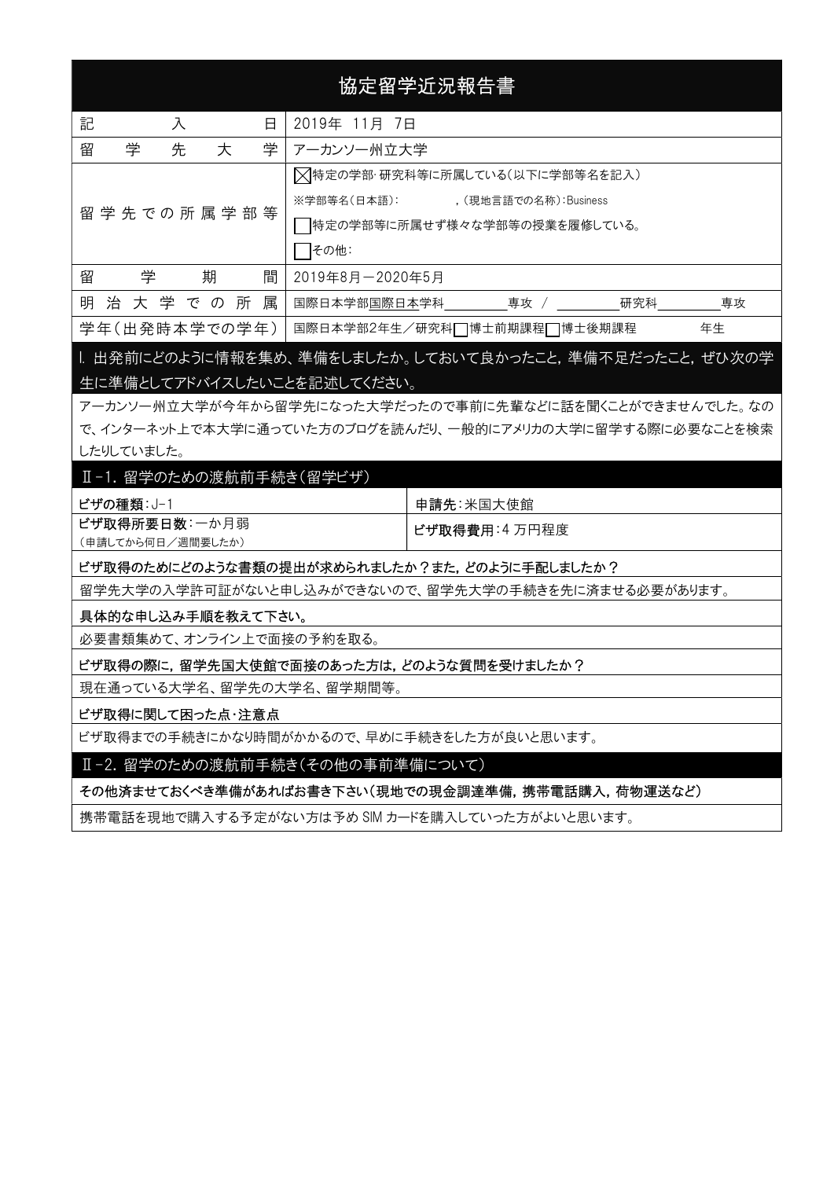# 協定留学近況報告書

| | |
|---|---|
| 記入日 | 2019年 11月 7日 |
| 留学先大学 | アーカンソー州立大学 |
| 留学先での所属学部等 | ☒特定の学部･研究科等に所属している(以下に学部等名を記入)<br>※学部等名(日本語): ,(現地言語での名称):Business<br>☐特定の学部等に所属せず様々な学部等の授業を履修している。<br>☐その他: |
| 留学期間 | 2019年8月－2020年5月 |
| 明治大学での所属 | 国際日本学部国際日本学科＿＿＿＿専攻 / ＿＿＿＿研究科＿＿＿＿専攻 |
| 学年(出発時本学での学年) | 国際日本学部2年生／研究科☐博士前期課程☐博士後期課程　　年生 |

## Ⅰ. 出発前にどのように情報を集め、準備をしましたか。しておいて良かったこと，準備不足だったこと，ぜひ次の学生に準備としてアドバイスしたいことを記述してください。

アーカンソー州立大学が今年から留学先になった大学だったので事前に先輩などに話を聞くことができませんでした。なので、インターネット上で本大学に通っていた方のブログを読んだり、一般的にアメリカの大学に留学する際に必要なことを検索したりしていました。

## Ⅱ-1. 留学のための渡航前手続き(留学ビザ)

| | |
|---|---|
| **ビザの種類**:J-1 | 申請先:米国大使館 |
| **ビザ取得所要日数**:一か月弱<br>(申請してから何日／週間要したか) | **ビザ取得費用**:4 万円程度 |

**ビザ取得のためにどのような書類の提出が求められましたか？また，どのように手配しましたか？**

留学先大学の入学許可証がないと申し込みができないので、留学先大学の手続きを先に済ませる必要があります。

**具体的な申し込み手順を教えて下さい。**

必要書類集めて、オンライン上で面接の予約を取る。

**ビザ取得の際に，留学先国大使館で面接のあった方は，どのような質問を受けましたか？**

現在通っている大学名、留学先の大学名、留学期間等。

**ビザ取得に関して困った点･注意点**

ビザ取得までの手続きにかなり時間がかかるので、早めに手続きをした方が良いと思います。

## Ⅱ-2. 留学のための渡航前手続き(その他の事前準備について)

**その他済ませておくべき準備があればお書き下さい(現地での現金調達準備，携帯電話購入，荷物運送など)**

携帯電話を現地で購入する予定がない方は予め SIM カードを購入していった方がよいと思います。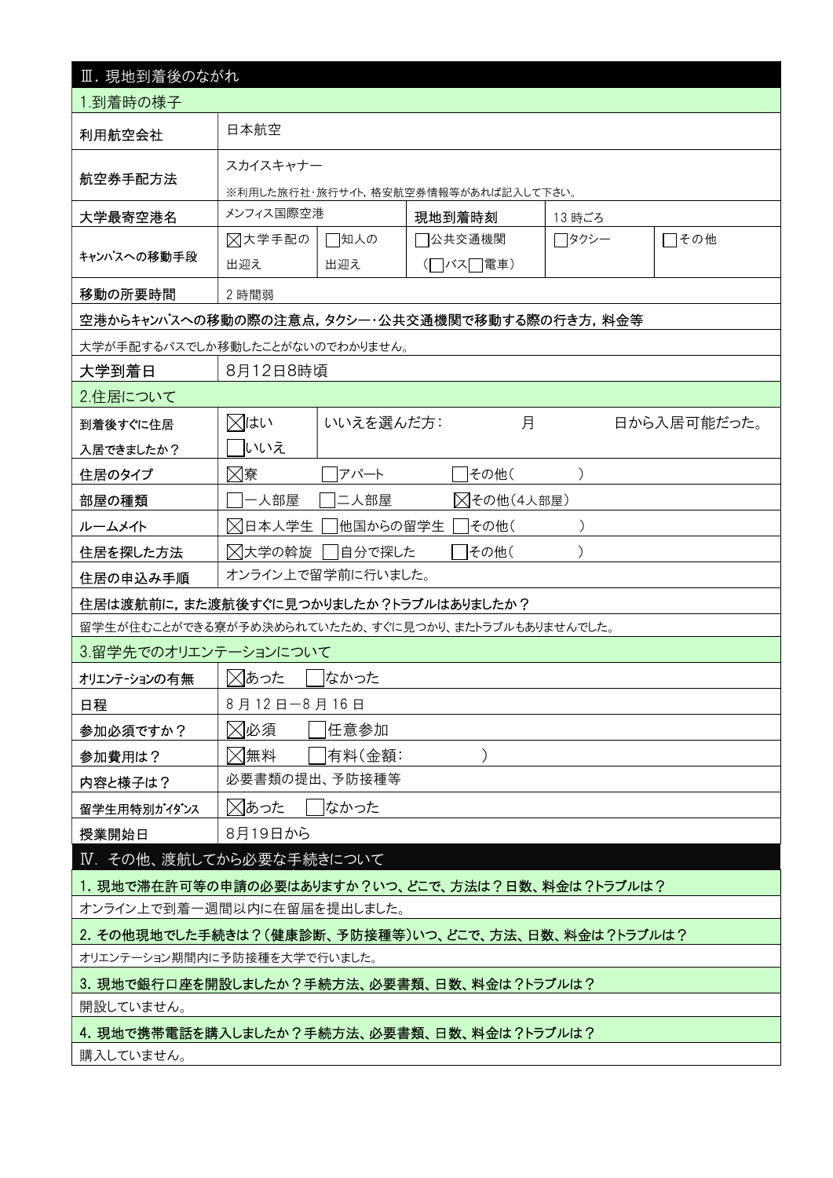## Ⅲ. 現地到着後のながれ

### 1.到着時の様子

| 利用航空会社 | 日本航空 | | | |
|---|---|---|---|---|
| 航空券手配方法 | スカイスキャナー<br>※利用した旅行社･旅行サイト, 格安航空券情報等があれば記入して下さい。 | | | |
| 大学最寄空港名 | メンフィス国際空港 | 現地到着時刻 | 13 時ごろ | |
| ｷｬﾝﾊﾟｽへの移動手段 | ☒大学手配の出迎え | ☐知人の出迎え | ☐公共交通機関（☐バス☐電車） | ☐タクシー | ☐その他 |
| 移動の所要時間 | 2 時間弱 | | | |

**空港からキャンパスへの移動の際の注意点，タクシー･公共交通機関で移動する際の行き方，料金等**

大学が手配するバスでしか移動したことがないのでわかりません。

| 大学到着日 | 8月12日8時頃 |
|---|---|

### 2.住居について

| 到着後すぐに住居入居できましたか？ | ☒はい ☐いいえ | いいえを選んだ方：　　月　　日から入居可能だった。 |
|---|---|---|
| 住居のタイプ | ☒寮　☐アパート　☐その他（　　） | |
| 部屋の種類 | ☐一人部屋　☐二人部屋　☒その他（4人部屋） | |
| ルームメイト | ☒日本人学生　☐他国からの留学生　☐その他（　　） | |
| 住居を探した方法 | ☒大学の斡旋　☐自分で探した　☐その他（　　） | |
| 住居の申込み手順 | オンライン上で留学前に行いました。 | |

**住居は渡航前に，また渡航後すぐに見つかりましたか？トラブルはありましたか？**

留学生が住むことができる寮が予め決められていたため、すぐに見つかり、またトラブルもありませんでした。

### 3.留学先でのオリエンテーションについて

| オリエンテーションの有無 | ☒あった　☐なかった |
|---|---|
| 日程 | 8 月 12 日－8 月 16 日 |
| 参加必須ですか？ | ☒必須　☐任意参加 |
| 参加費用は？ | ☒無料　☐有料（金額：　　） |
| 内容と様子は？ | 必要書類の提出、予防接種等 |
| 留学生用特別ｶﾞｲﾀﾞﾝｽ | ☒あった　☐なかった |
| 授業開始日 | 8月19日から |

## Ⅳ. その他、渡航してから必要な手続きについて

**1. 現地で滞在許可等の申請の必要はありますか？いつ、どこで、方法は？日数、料金は？トラブルは？**

オンライン上で到着一週間以内に在留届を提出しました。

**2. その他現地でした手続きは？（健康診断、予防接種等）いつ、どこで、方法、日数、料金は？トラブルは？**

オリエンテーション期間内に予防接種を大学で行いました。

**3. 現地で銀行口座を開設しましたか？手続方法、必要書類、日数、料金は？トラブルは？**

開設していません。

**4. 現地で携帯電話を購入しましたか？手続方法、必要書類、日数、料金は？トラブルは？**

購入していません。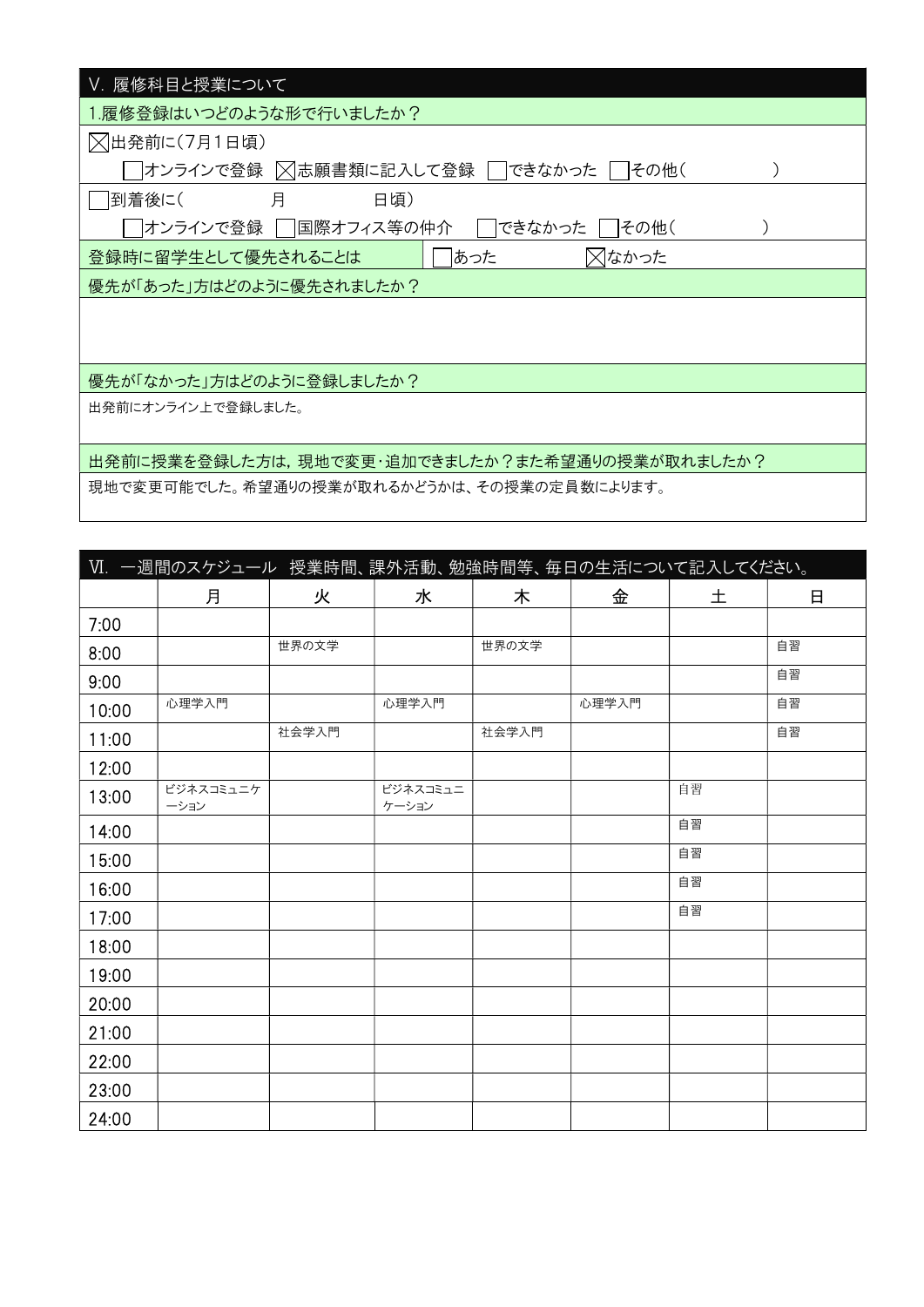## V. 履修科目と授業について

**1.履修登録はいつどのような形で行いましたか？**

☒出発前に（7月1日頃）

☐オンラインで登録 ☒志願書類に記入して登録 ☐できなかった ☐その他（　　　　　）

☐到着後に（　　　月　　　日頃）

☐オンラインで登録 ☐国際オフィス等の仲介 ☐できなかった ☐その他（　　　　　）

**登録時に留学生として優先されることは** ☐あった ☒なかった

**優先が「あった」方はどのように優先されましたか？**

**優先が「なかった」方はどのように登録しましたか？**

出発前にオンライン上で登録しました。

**出発前に授業を登録した方は，現地で変更・追加できましたか？また希望通りの授業が取れましたか？**

現地で変更可能でした。希望通りの授業が取れるかどうかは、その授業の定員数によります。

## Ⅵ. 一週間のスケジュール　授業時間、課外活動、勉強時間等、毎日の生活について記入してください。

| | 月 | 火 | 水 | 木 | 金 | 土 | 日 |
|---|---|---|---|---|---|---|---|
| 7:00 | | | | | | | |
| 8:00 | | 世界の文学 | | 世界の文学 | | | 自習 |
| 9:00 | | | | | | | 自習 |
| 10:00 | 心理学入門 | | 心理学入門 | | 心理学入門 | | 自習 |
| 11:00 | | 社会学入門 | | 社会学入門 | | | 自習 |
| 12:00 | | | | | | | |
| 13:00 | ビジネスコミュニケーション | | ビジネスコミュニケーション | | | 自習 | |
| 14:00 | | | | | | 自習 | |
| 15:00 | | | | | | 自習 | |
| 16:00 | | | | | | 自習 | |
| 17:00 | | | | | | 自習 | |
| 18:00 | | | | | | | |
| 19:00 | | | | | | | |
| 20:00 | | | | | | | |
| 21:00 | | | | | | | |
| 22:00 | | | | | | | |
| 23:00 | | | | | | | |
| 24:00 | | | | | | | |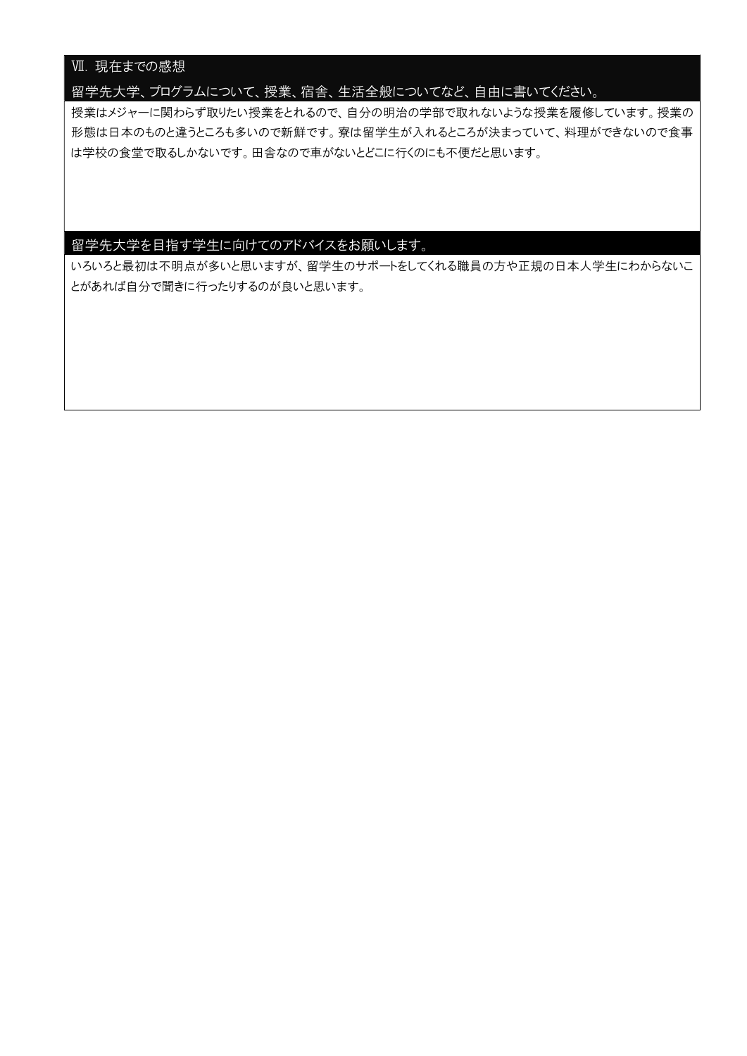## Ⅶ. 現在までの感想

### 留学先大学、プログラムについて、授業、宿舎、生活全般についてなど、自由に書いてください。

授業はメジャーに関わらず取りたい授業をとれるので、自分の明治の学部で取れないような授業を履修しています。授業の形態は日本のものと違うところも多いので新鮮です。寮は留学生が入れるところが決まっていて、料理ができないので食事は学校の食堂で取るしかないです。田舎なので車がないとどこに行くのにも不便だと思います。

### 留学先大学を目指す学生に向けてのアドバイスをお願いします。

いろいろと最初は不明点が多いと思いますが、留学生のサポートをしてくれる職員の方や正規の日本人学生にわからないことがあれば自分で聞きに行ったりするのが良いと思います。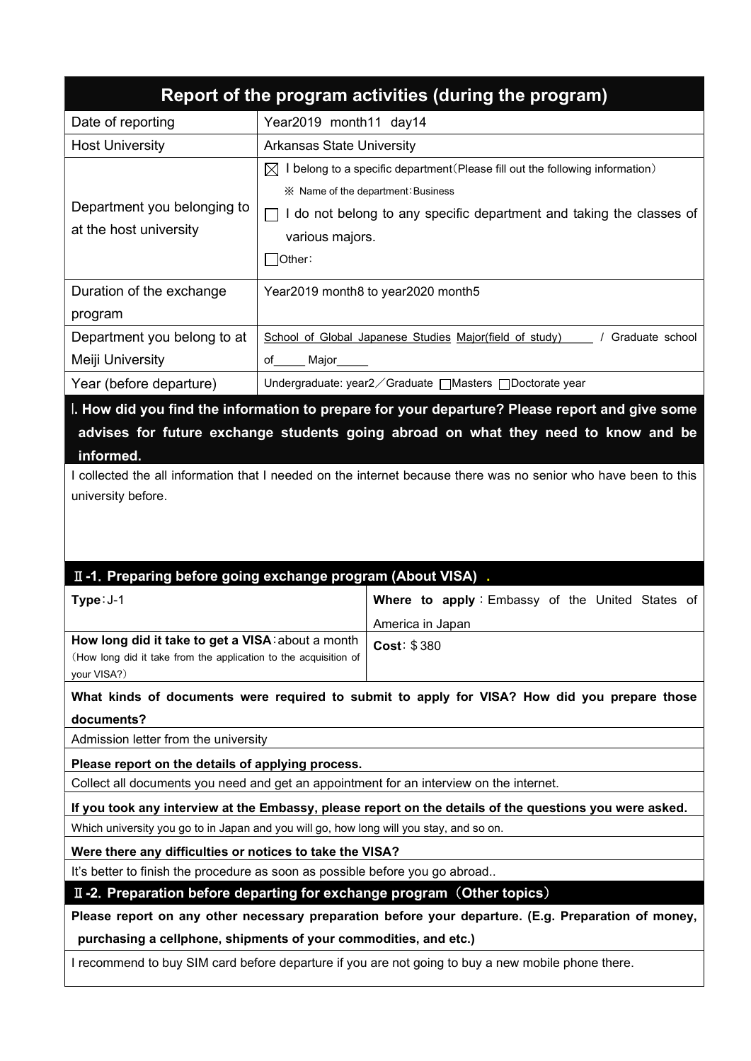# Report of the program activities (during the program)

| | |
|---|---|
| Date of reporting | Year2019 month11 day14 |
| Host University | Arkansas State University |
| Department you belonging to at the host university | ☒ I belong to a specific department(Please fill out the following information)<br>※ Name of the department:Business<br>☐ I do not belong to any specific department and taking the classes of various majors.<br>☐Other: |
| Duration of the exchange program | Year2019 month8 to year2020 month5 |
| Department you belong to at Meiji University | School of Global Japanese Studies Major(field of study)_____ / Graduate school of_____ Major_____ |
| Year (before departure) | Undergraduate: year2／Graduate ☐Masters ☐Doctorate year |

## Ⅰ. How did you find the information to prepare for your departure? Please report and give some advises for future exchange students going abroad on what they need to know and be informed.

I collected the all information that I needed on the internet because there was no senior who have been to this university before.

## Ⅱ-1. Preparing before going exchange program (About VISA)

| | |
|---|---|
| **Type**:J-1 | **Where to apply**:Embassy of the United States of America in Japan |
| **How long did it take to get a VISA**:about a month<br>(How long did it take from the application to the acquisition of your VISA?) | **Cost**:＄380 |

**What kinds of documents were required to submit to apply for VISA? How did you prepare those documents?**

Admission letter from the university

**Please report on the details of applying process.**

Collect all documents you need and get an appointment for an interview on the internet.

**If you took any interview at the Embassy, please report on the details of the questions you were asked.**

Which university you go to in Japan and you will go, how long will you stay, and so on.

**Were there any difficulties or notices to take the VISA?**

It's better to finish the procedure as soon as possible before you go abroad..

## Ⅱ-2. Preparation before departing for exchange program（Other topics）

**Please report on any other necessary preparation before your departure. (E.g. Preparation of money, purchasing a cellphone, shipments of your commodities, and etc.)**

I recommend to buy SIM card before departure if you are not going to buy a new mobile phone there.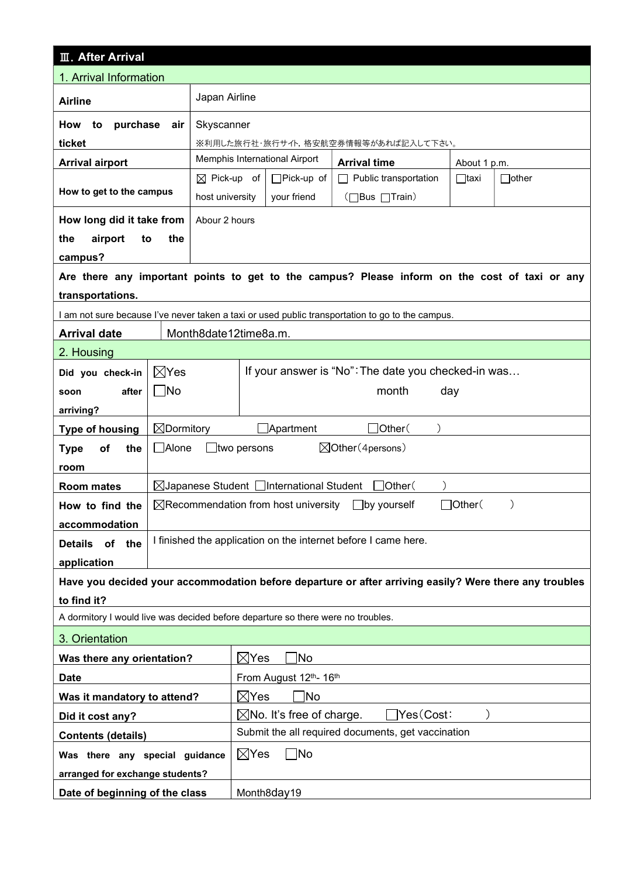## Ⅲ. After Arrival

### 1. Arrival Information

| | | | | | |
|---|---|---|---|---|---|
| **Airline** | Japan Airline | | | | |
| **How to purchase air ticket** | Skyscanner<br>※利用した旅行社･旅行サイト, 格安航空券情報等があれば記入して下さい。 | | | | |
| **Arrival airport** | Memphis International Airport | | **Arrival time** | About 1 p.m. | |
| **How to get to the campus** | ☒ Pick-up of host university | ☐Pick-up of your friend | ☐ Public transportation (☐Bus ☐Train) | ☐taxi | ☐other |
| **How long did it take from the airport to the campus?** | Abour 2 hours | | | | |

**Are there any important points to get to the campus? Please inform on the cost of taxi or any transportations.**

I am not sure because I've never taken a taxi or used public transportation to go to the campus.

| | |
|---|---|
| **Arrival date** | Month8date12time8a.m. |

### 2. Housing

| | | |
|---|---|---|
| **Did you check-in soon after arriving?** | ☒Yes<br>☐No | If your answer is "No":The date you checked-in was…<br>month day |
| **Type of housing** | ☒Dormitory ☐Apartment ☐Other( ) | |
| **Type of the room** | ☐Alone ☐two persons ☒Other(4persons) | |
| **Room mates** | ☒Japanese Student ☐International Student ☐Other( ) | |
| **How to find the accommodation** | ☒Recommendation from host university ☐by yourself ☐Other( ) | |
| **Details of the application** | I finished the application on the internet before I came here. | |

**Have you decided your accommodation before departure or after arriving easily? Were there any troubles to find it?**

A dormitory I would live was decided before departure so there were no troubles.

### 3. Orientation

| | |
|---|---|
| **Was there any orientation?** | ☒Yes ☐No |
| **Date** | From August 12th- 16th |
| **Was it mandatory to attend?** | ☒Yes ☐No |
| **Did it cost any?** | ☒No. It's free of charge. ☐Yes(Cost: ) |
| **Contents (details)** | Submit the all required documents, get vaccination |
| **Was there any special guidance arranged for exchange students?** | ☒Yes ☐No |
| **Date of beginning of the class** | Month8day19 |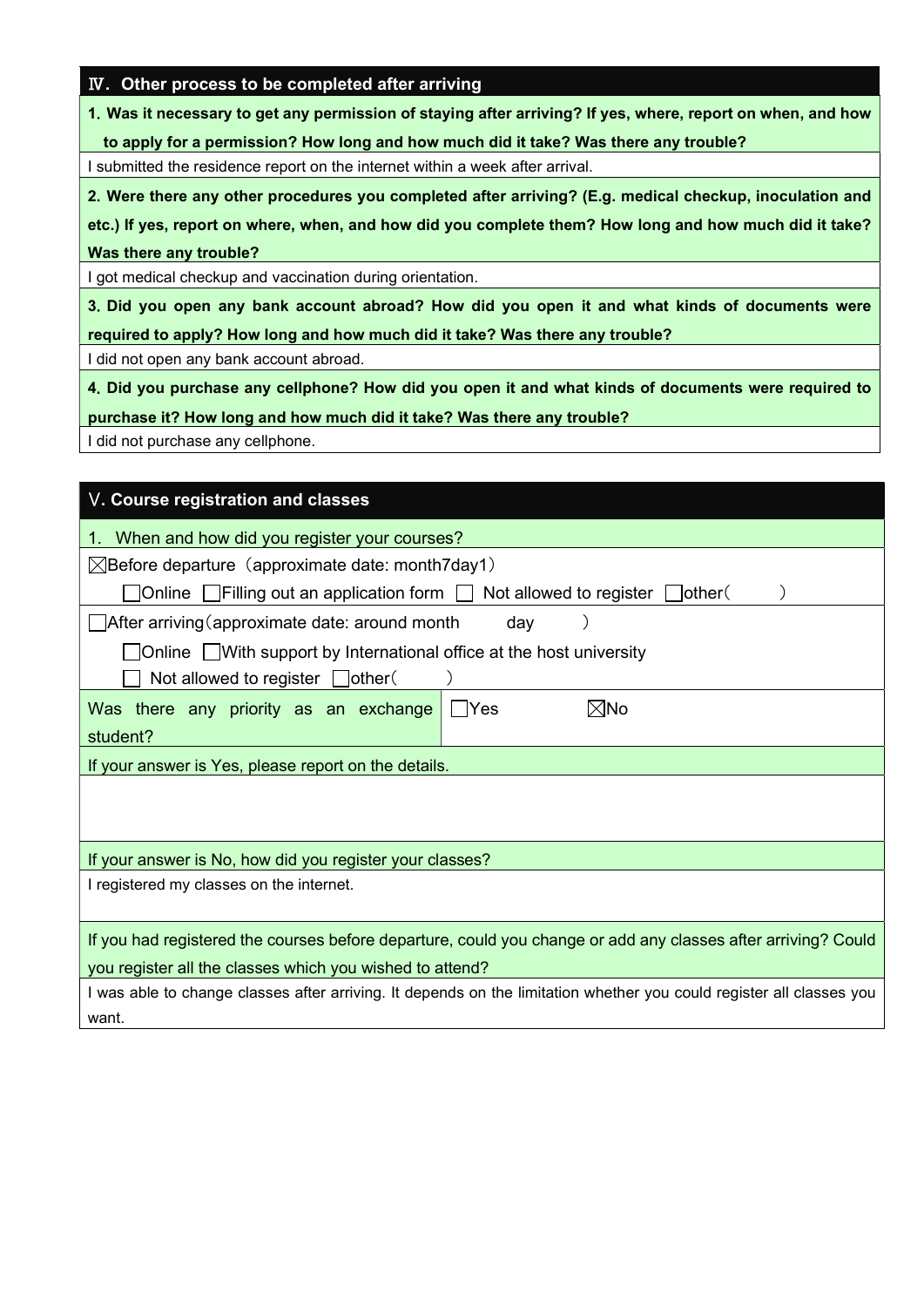## Ⅳ. Other process to be completed after arriving

**1. Was it necessary to get any permission of staying after arriving? If yes, where, report on when, and how to apply for a permission? How long and how much did it take? Was there any trouble?**

I submitted the residence report on the internet within a week after arrival.

**2. Were there any other procedures you completed after arriving? (E.g. medical checkup, inoculation and etc.) If yes, report on where, when, and how did you complete them? How long and how much did it take? Was there any trouble?**

I got medical checkup and vaccination during orientation.

**3. Did you open any bank account abroad? How did you open it and what kinds of documents were required to apply? How long and how much did it take? Was there any trouble?**

I did not open any bank account abroad.

**4. Did you purchase any cellphone? How did you open it and what kinds of documents were required to purchase it? How long and how much did it take? Was there any trouble?**

I did not purchase any cellphone.

## Ⅴ. Course registration and classes

1. When and how did you register your courses?

☒Before departure（approximate date: month7day1）

☐Online ☐Filling out an application form ☐ Not allowed to register ☐other（　　　）

☐After arriving（approximate date: around month　　day　　）

☐Online ☐With support by International office at the host university

☐ Not allowed to register ☐other（　　　）

| Was there any priority as an exchange student? | ☐Yes ☒No |
|---|---|

If your answer is Yes, please report on the details.

If your answer is No, how did you register your classes?

I registered my classes on the internet.

If you had registered the courses before departure, could you change or add any classes after arriving? Could you register all the classes which you wished to attend?

I was able to change classes after arriving. It depends on the limitation whether you could register all classes you want.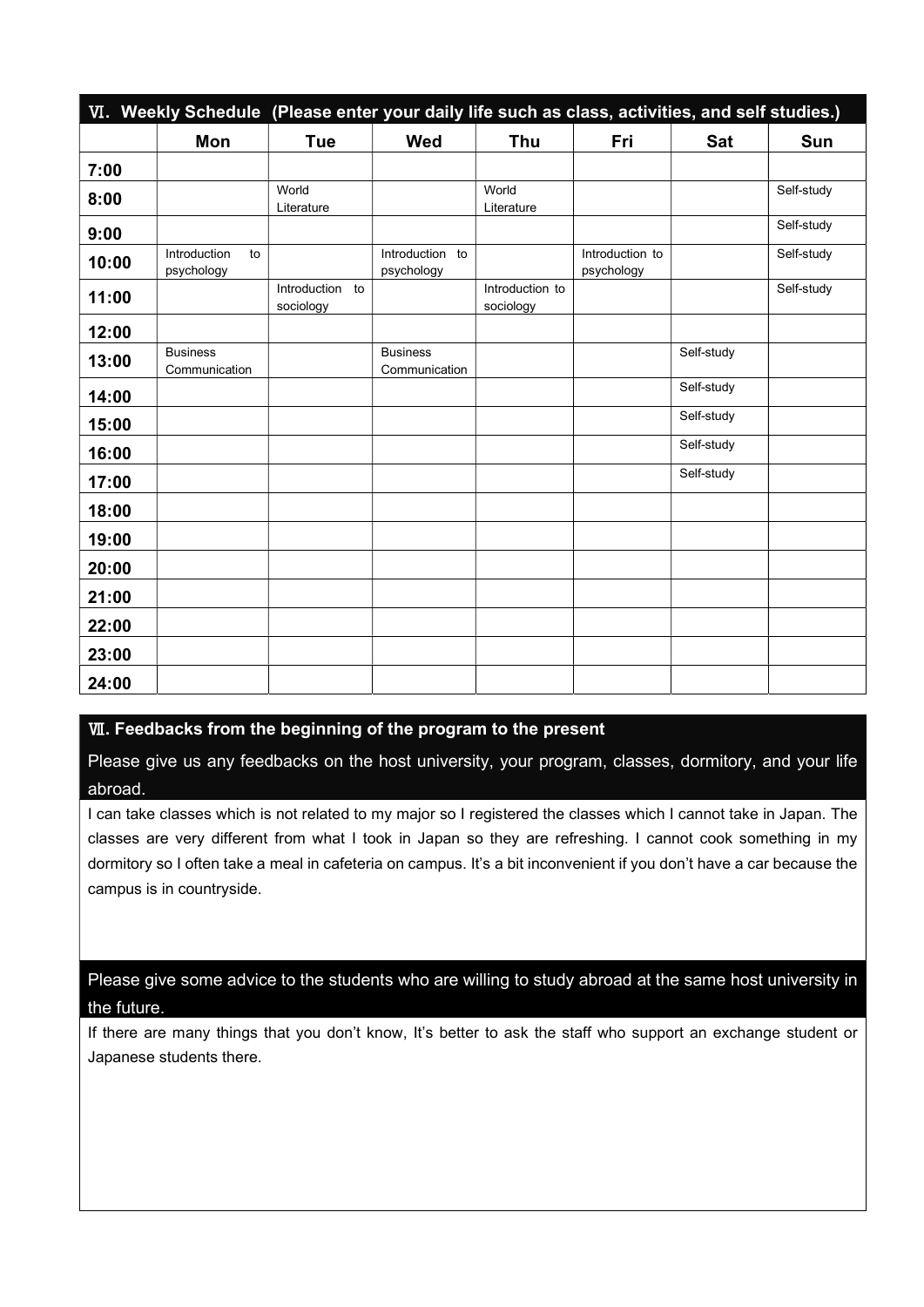## Ⅵ. Weekly Schedule (Please enter your daily life such as class, activities, and self studies.)

| | Mon | Tue | Wed | Thu | Fri | Sat | Sun |
|---|---|---|---|---|---|---|---|
| 7:00 | | | | | | | |
| 8:00 | | World Literature | | World Literature | | | Self-study |
| 9:00 | | | | | | | Self-study |
| 10:00 | Introduction to psychology | | Introduction to psychology | | Introduction to psychology | | Self-study |
| 11:00 | | Introduction to sociology | | Introduction to sociology | | | Self-study |
| 12:00 | | | | | | | |
| 13:00 | Business Communication | | Business Communication | | | Self-study | |
| 14:00 | | | | | | Self-study | |
| 15:00 | | | | | | Self-study | |
| 16:00 | | | | | | Self-study | |
| 17:00 | | | | | | Self-study | |
| 18:00 | | | | | | | |
| 19:00 | | | | | | | |
| 20:00 | | | | | | | |
| 21:00 | | | | | | | |
| 22:00 | | | | | | | |
| 23:00 | | | | | | | |
| 24:00 | | | | | | | |

## Ⅶ. Feedbacks from the beginning of the program to the present

**Please give us any feedbacks on the host university, your program, classes, dormitory, and your life abroad.**

I can take classes which is not related to my major so I registered the classes which I cannot take in Japan. The classes are very different from what I took in Japan so they are refreshing. I cannot cook something in my dormitory so I often take a meal in cafeteria on campus. It's a bit inconvenient if you don't have a car because the campus is in countryside.

**Please give some advice to the students who are willing to study abroad at the same host university in the future.**

If there are many things that you don't know, It's better to ask the staff who support an exchange student or Japanese students there.